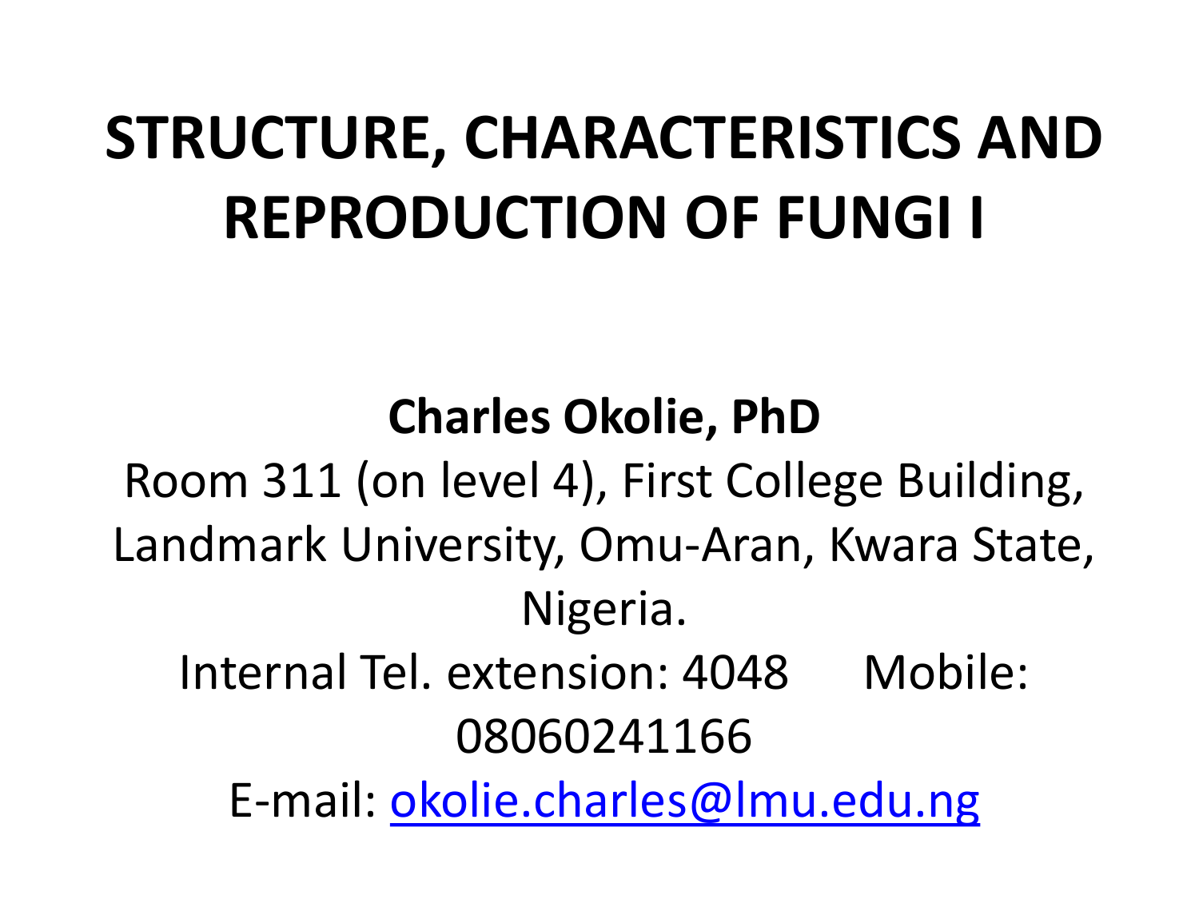# STRUCTURE, CHARACTERISTICS AND REPRODUCTION OF FUNGI I

**Charles Okolie, PhD**

Room 311 (on level 4), First College Building, Landmark University, Omu-Aran, Kwara State, Nigeria.

Internal Tel. extension: 4048 Mobile: 08060241166

E-mail: okolie.charles@lmu.edu.ng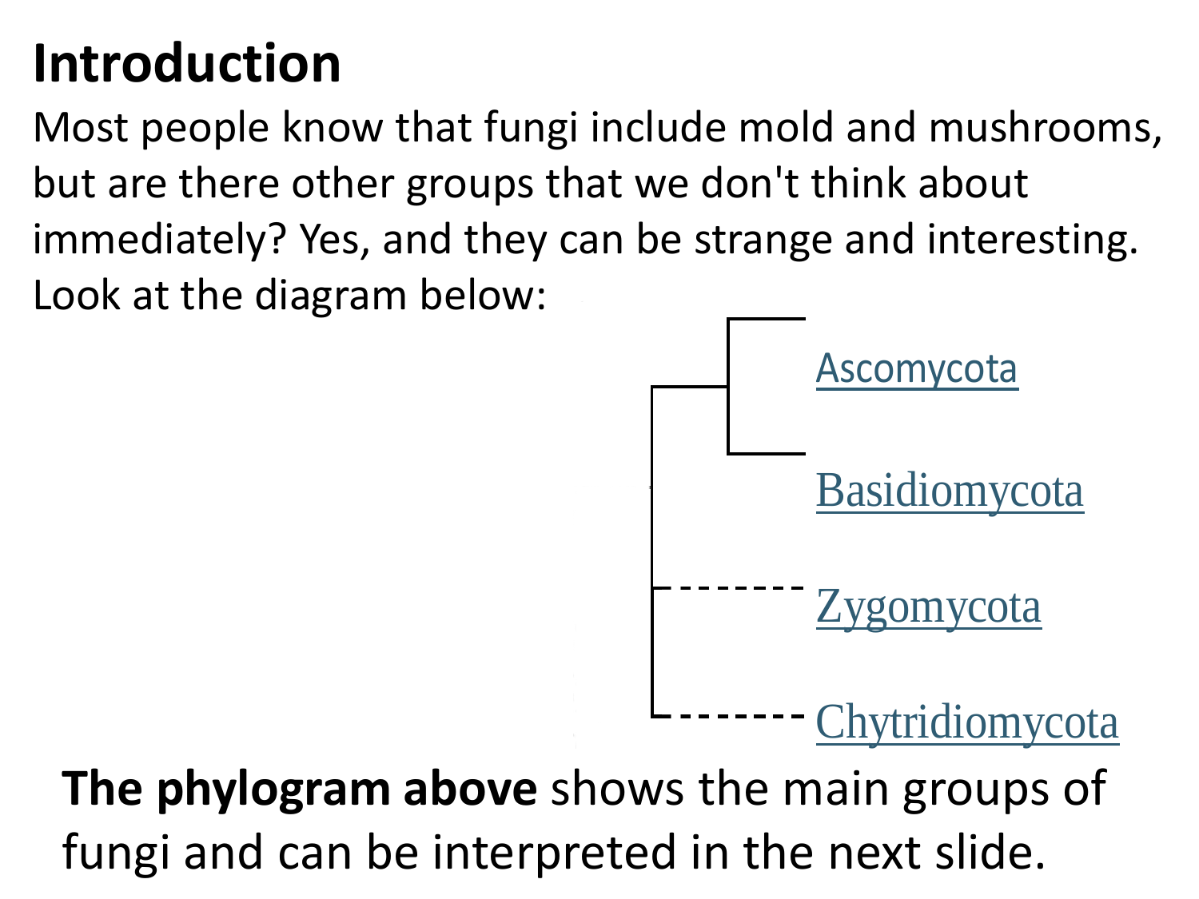# Introduction

Most people know that fungi include mold and mushrooms, but are there other groups that we don't think about immediately? Yes, and they can be strange and interesting. Look at the diagram below:

Ascomycota

Basidiomycota

Zygomycota

Chytridiomycota

**The phylogram above** shows the main groups of fungi and can be interpreted in the next slide.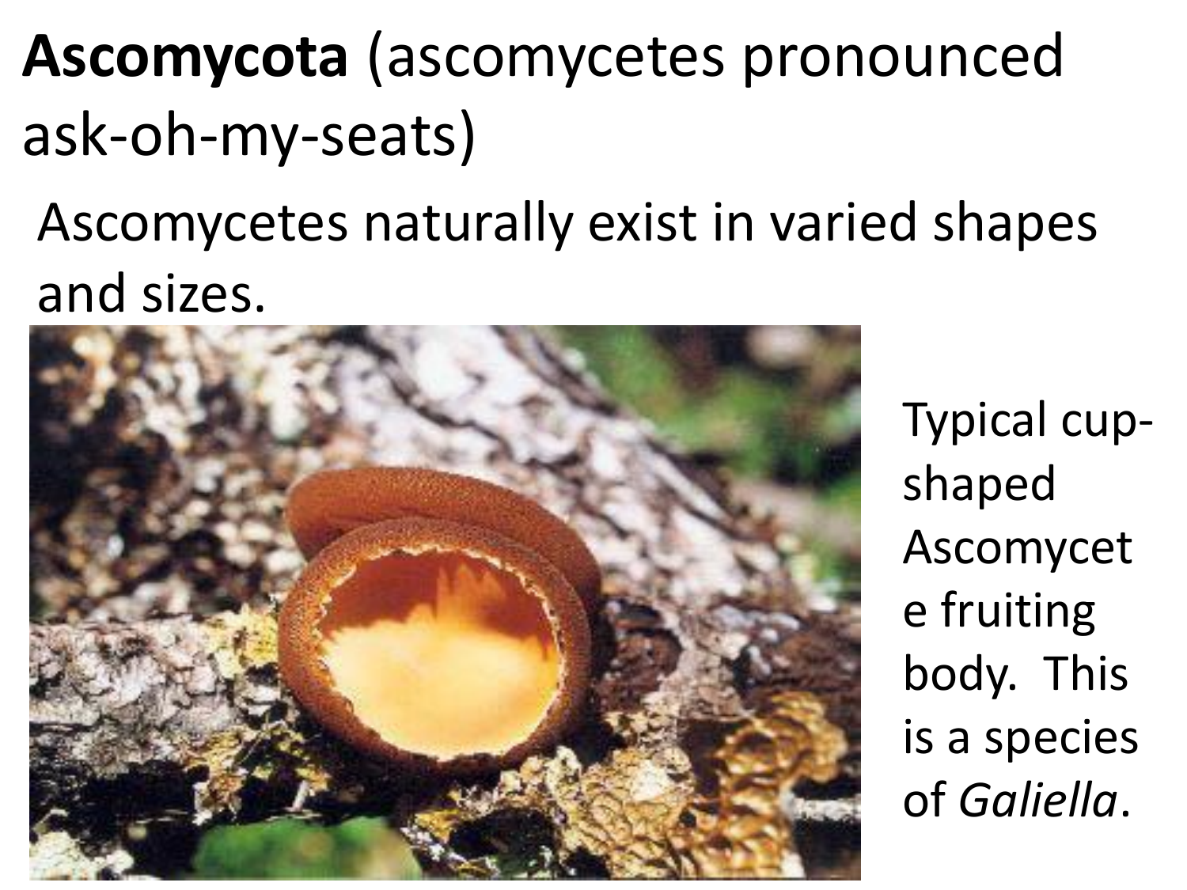# **Ascomycota** (ascomycetes pronounced ask-oh-my-seats)

Ascomycetes naturally exist in varied shapes and sizes.

Typical cup-shaped Ascomycete fruiting body. This is a species of *Galiella*.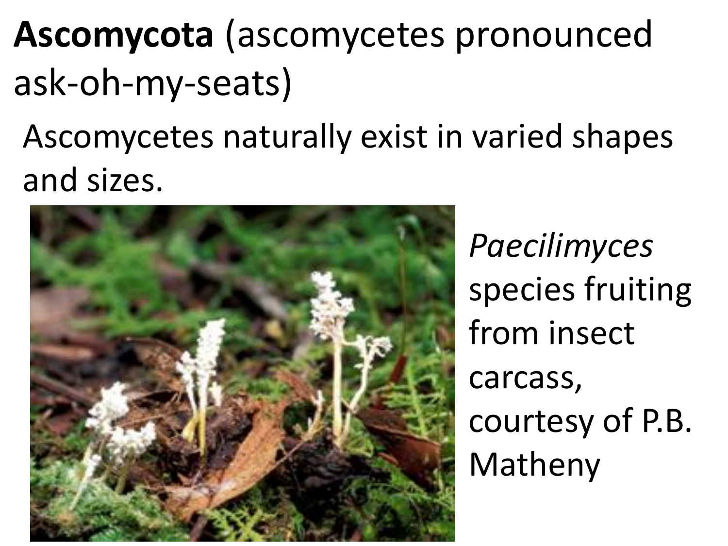**Ascomycota** (ascomycetes pronounced ask-oh-my-seats)

Ascomycetes naturally exist in varied shapes and sizes.

*Paecilimyces* species fruiting from insect carcass, courtesy of P.B. Matheny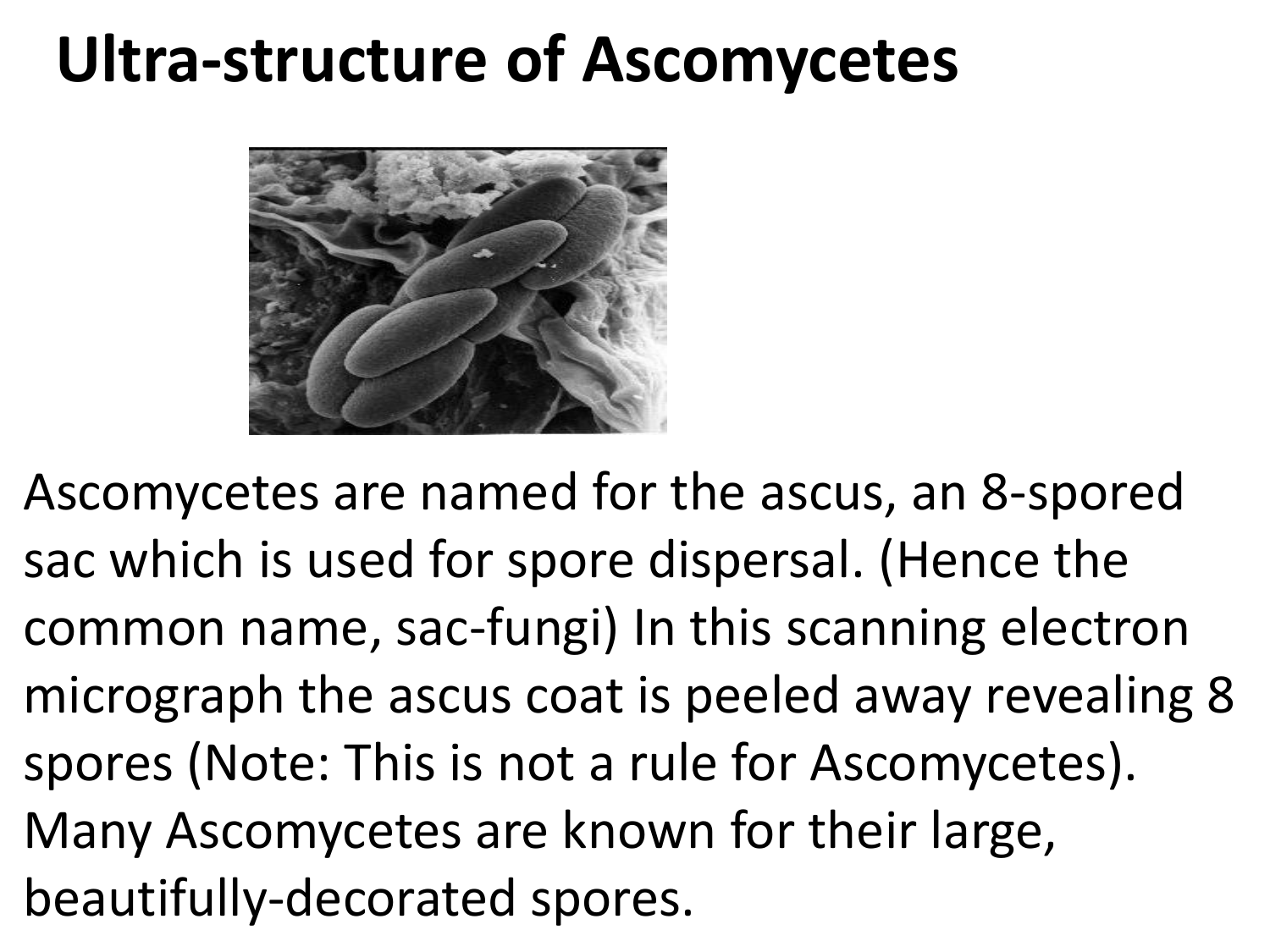# Ultra-structure of Ascomycetes

Ascomycetes are named for the ascus, an 8-spored sac which is used for spore dispersal. (Hence the common name, sac-fungi) In this scanning electron micrograph the ascus coat is peeled away revealing 8 spores (Note: This is not a rule for Ascomycetes). Many Ascomycetes are known for their large, beautifully-decorated spores.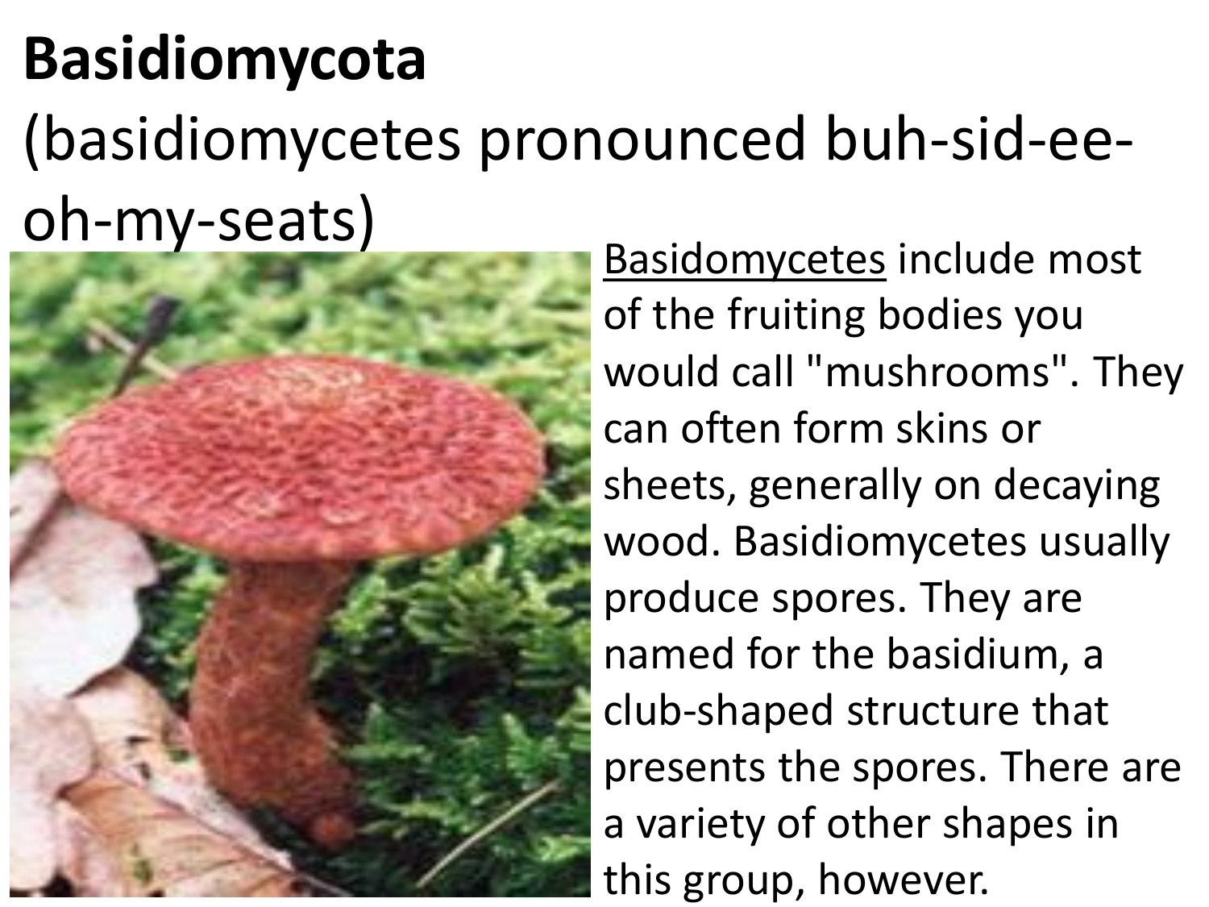# Basidiomycota

(basidiomycetes pronounced buh-sid-ee-oh-my-seats)

Basidomycetes include most of the fruiting bodies you would call "mushrooms". They can often form skins or sheets, generally on decaying wood. Basidiomycetes usually produce spores. They are named for the basidium, a club-shaped structure that presents the spores. There are a variety of other shapes in this group, however.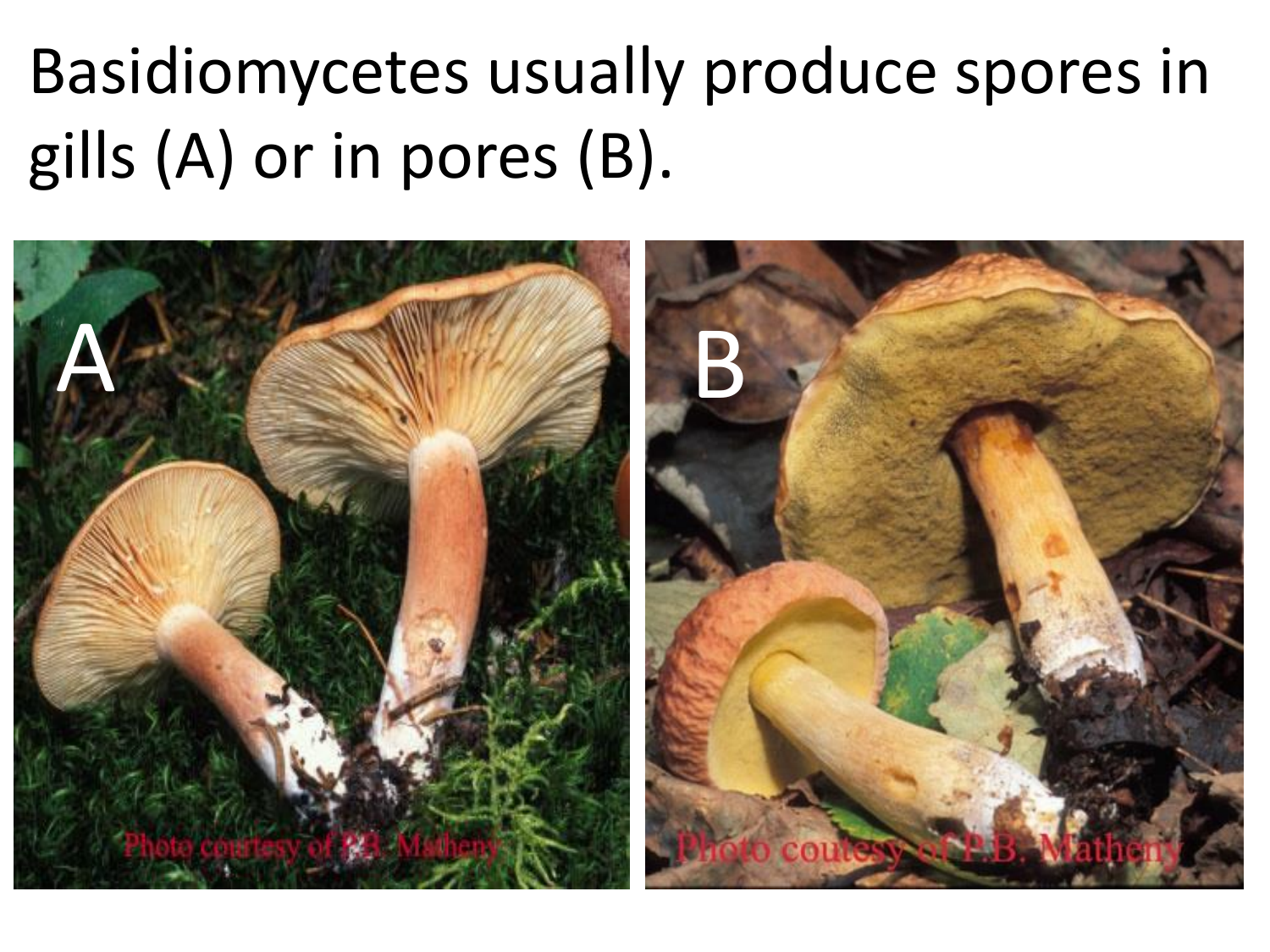# Basidiomycetes usually produce spores in gills (A) or in pores (B).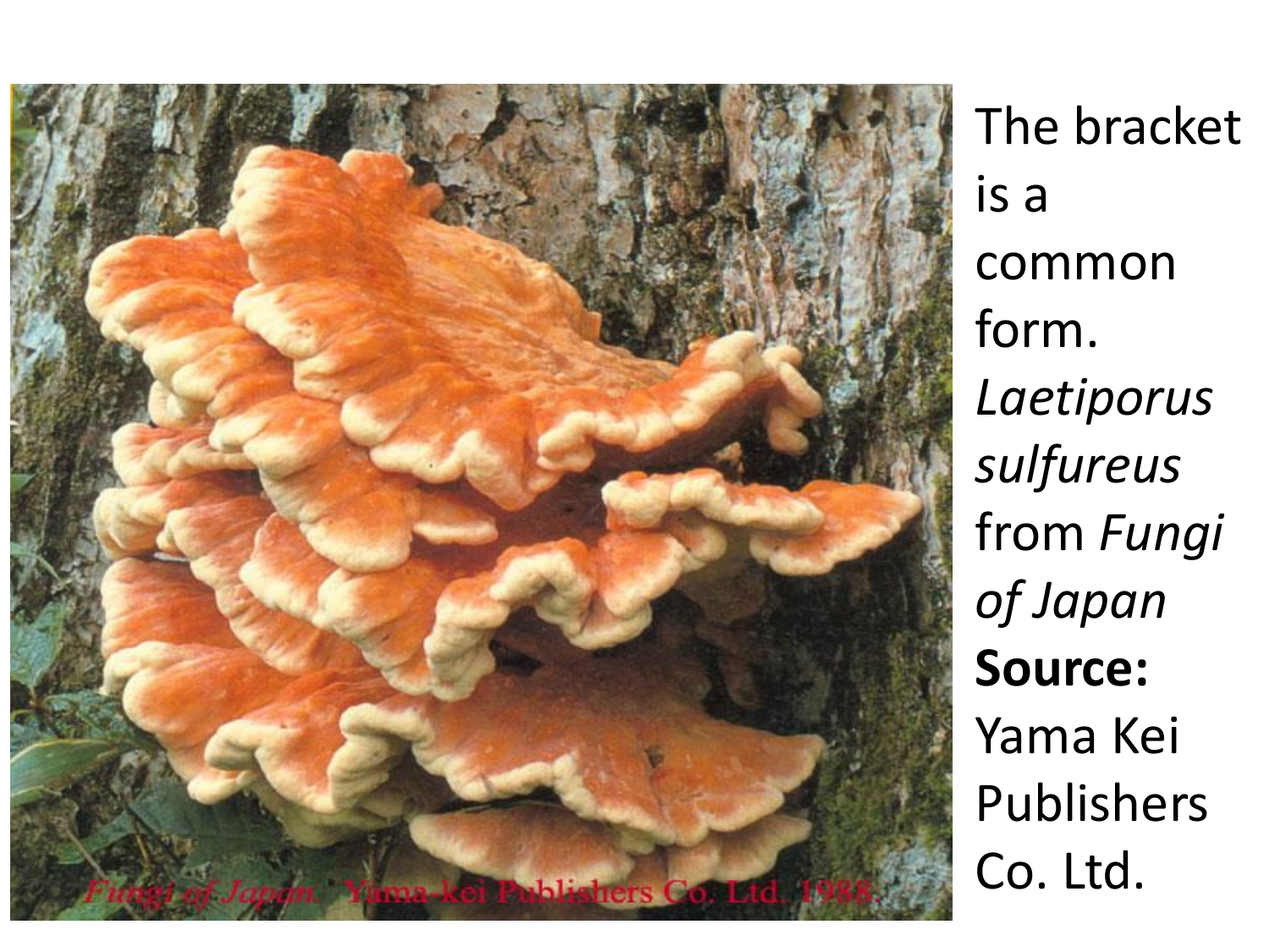The bracket is a common form. *Laetiporus sulfureus* from *Fungi of Japan* **Source:** Yama Kei Publishers Co. Ltd.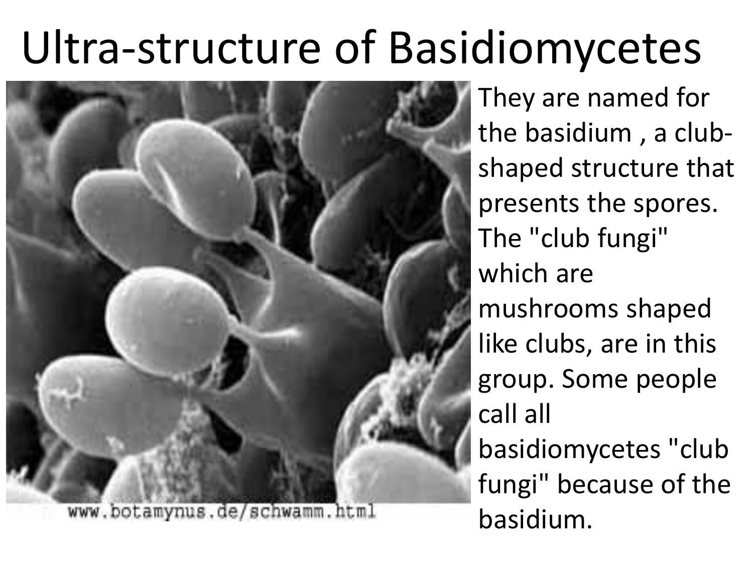# Ultra-structure of Basidiomycetes

www.botamynus.de/schwamm.html

They are named for the basidium , a club-shaped structure that presents the spores. The "club fungi" which are mushrooms shaped like clubs, are in this group. Some people call all basidiomycetes "club fungi" because of the basidium.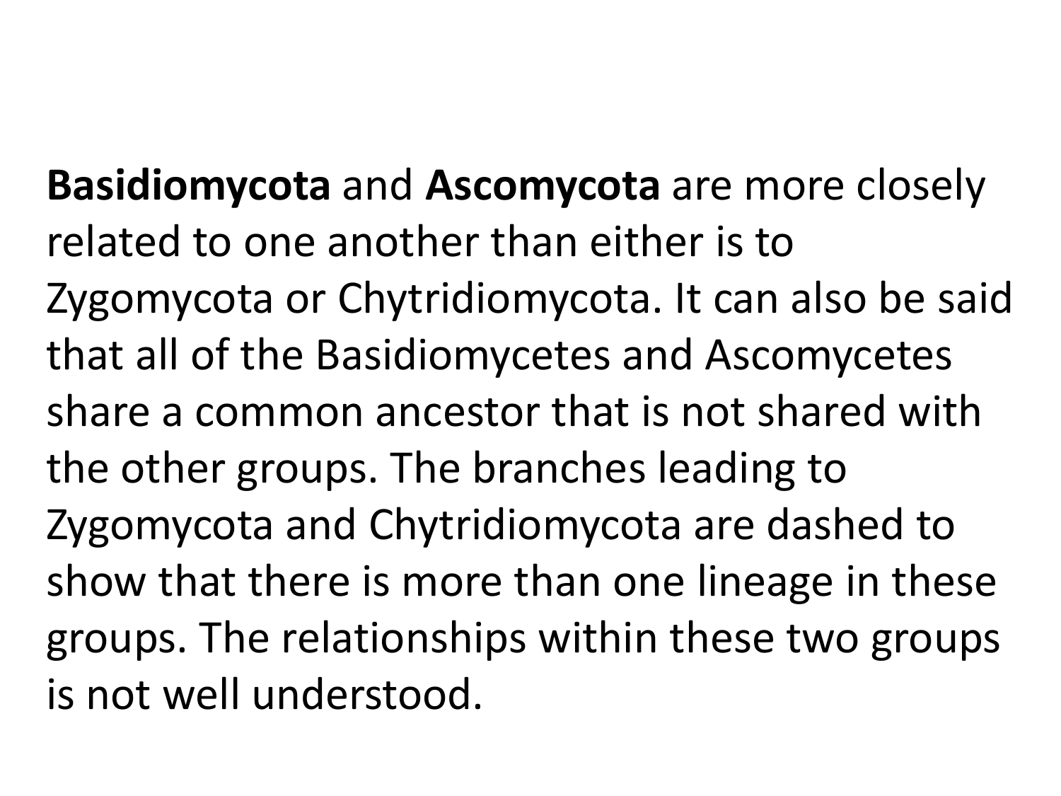**Basidiomycota** and **Ascomycota** are more closely related to one another than either is to Zygomycota or Chytridiomycota. It can also be said that all of the Basidiomycetes and Ascomycetes share a common ancestor that is not shared with the other groups. The branches leading to Zygomycota and Chytridiomycota are dashed to show that there is more than one lineage in these groups. The relationships within these two groups is not well understood.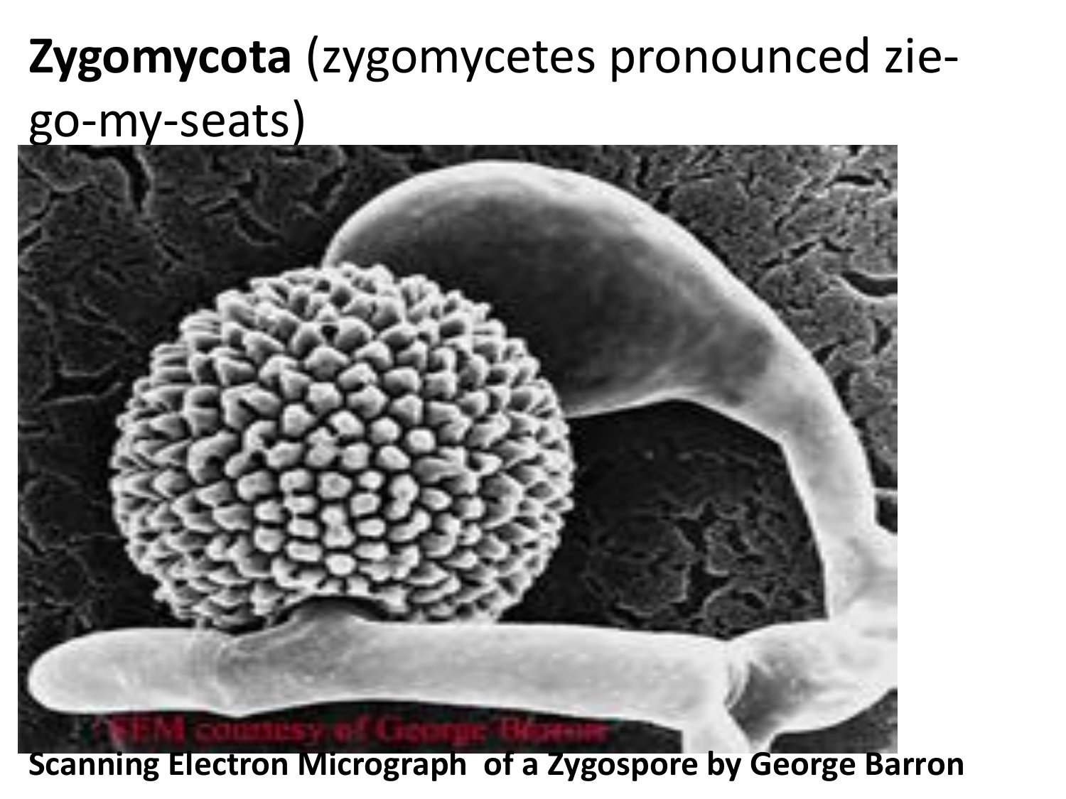**Zygomycota** (zygomycetes pronounced zie-go-my-seats)

**Scanning Electron Micrograph of a Zygospore by George Barron**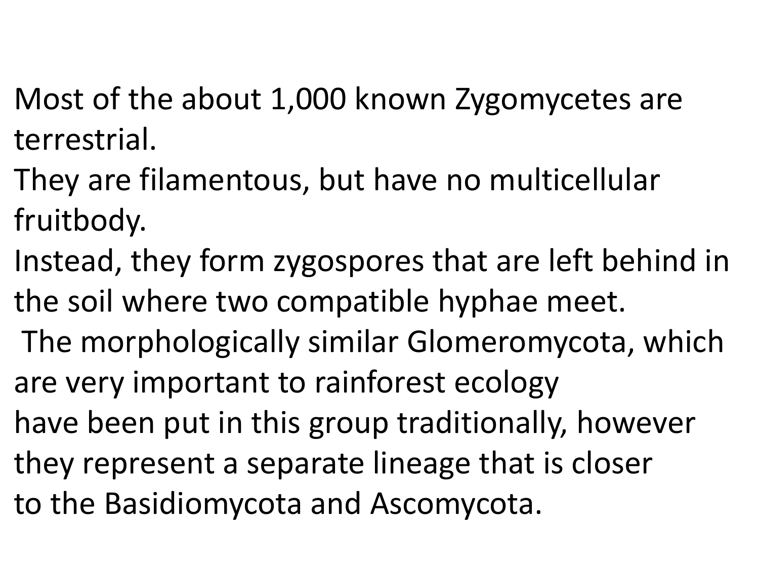Most of the about 1,000 known Zygomycetes are terrestrial.
They are filamentous, but have no multicellular fruitbody.
Instead, they form zygospores that are left behind in the soil where two compatible hyphae meet.
The morphologically similar Glomeromycota, which are very important to rainforest ecology
have been put in this group traditionally, however they represent a separate lineage that is closer
to the Basidiomycota and Ascomycota.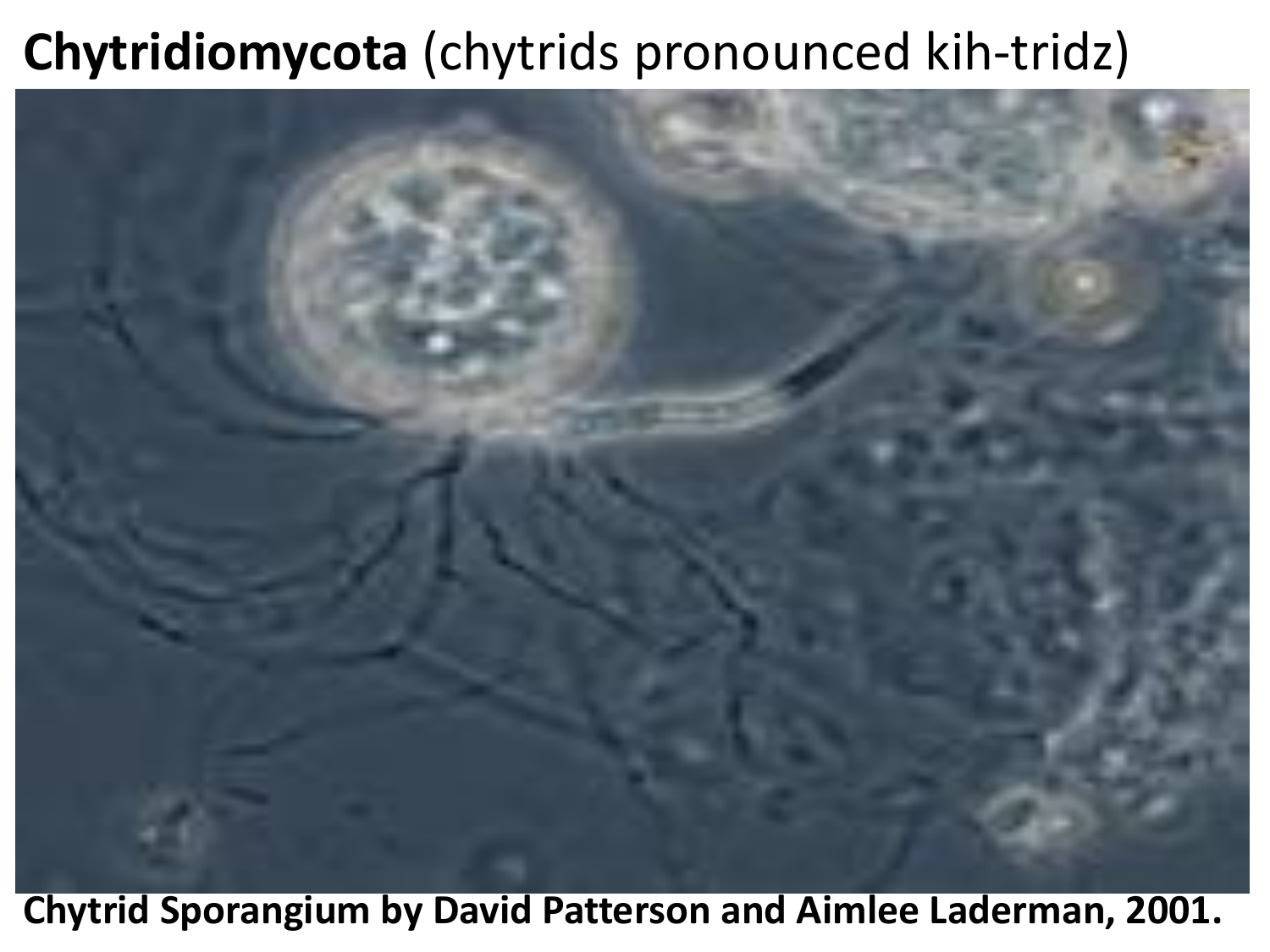# **Chytridiomycota** (chytrids pronounced kih-tridz)

**Chytrid Sporangium by David Patterson and Aimlee Laderman, 2001.**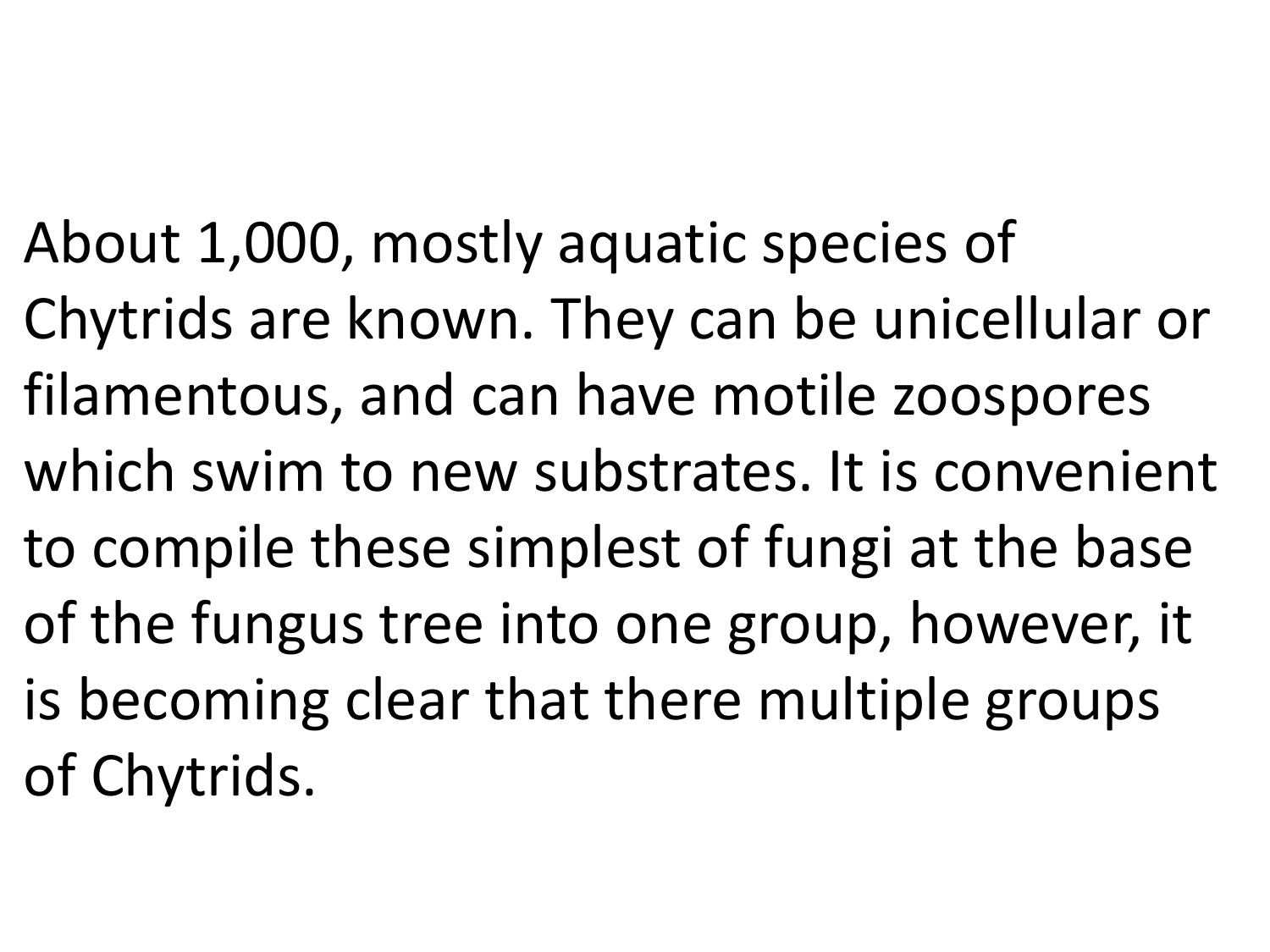About 1,000, mostly aquatic species of Chytrids are known. They can be unicellular or filamentous, and can have motile zoospores which swim to new substrates. It is convenient to compile these simplest of fungi at the base of the fungus tree into one group, however, it is becoming clear that there multiple groups of Chytrids.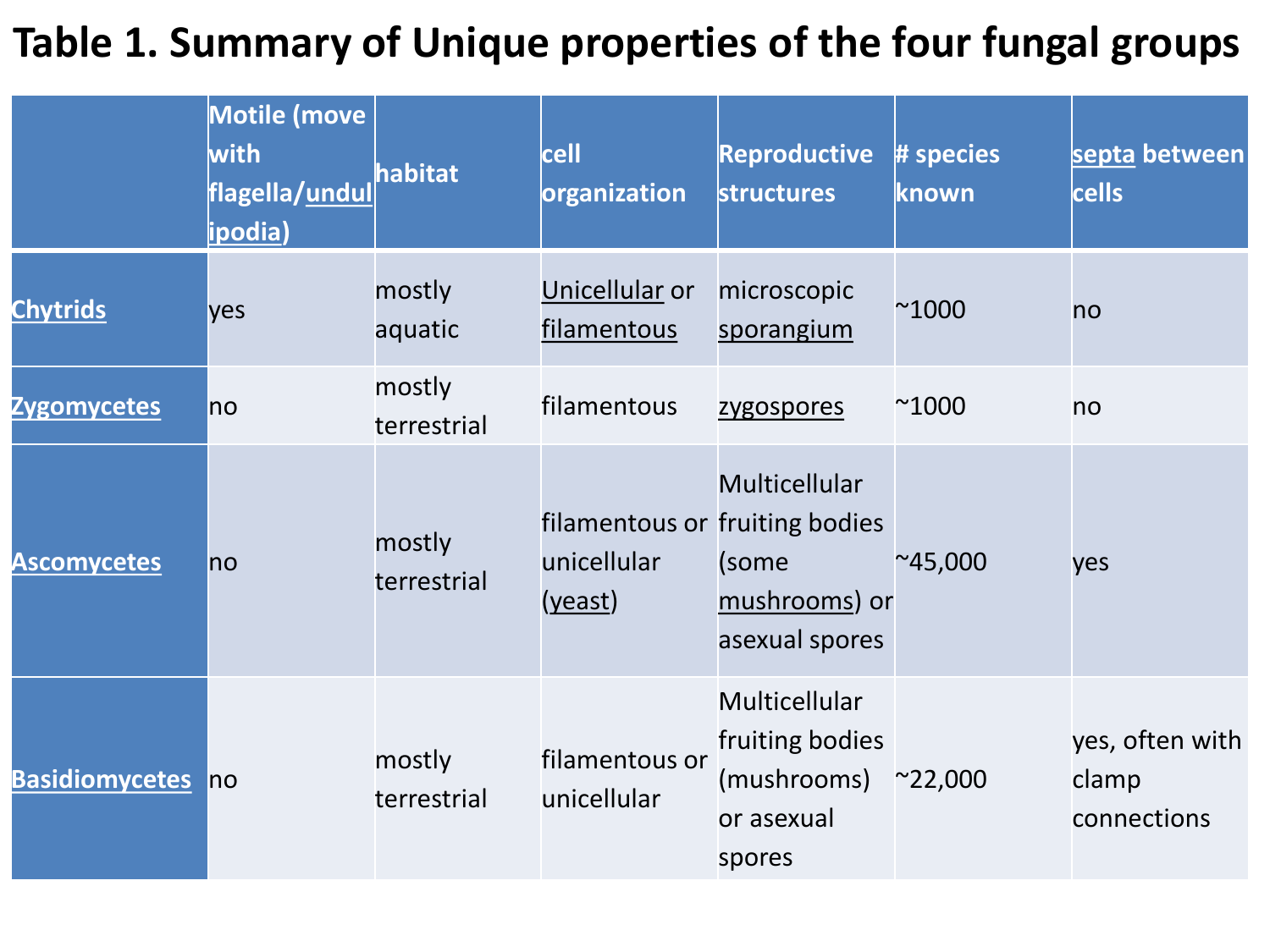# Table 1. Summary of Unique properties of the four fungal groups

| | Motile (move with flagella/undulipodia) | habitat | cell organization | Reproductive structures | # species known | septa between cells |
|---|---|---|---|---|---|---|
| Chytrids | yes | mostly aquatic | Unicellular or filamentous | microscopic sporangium | ~1000 | no |
| Zygomycetes | no | mostly terrestrial | filamentous | zygospores | ~1000 | no |
| Ascomycetes | no | mostly terrestrial | filamentous or unicellular (yeast) | Multicellular fruiting bodies (some mushrooms) or asexual spores | ~45,000 | yes |
| Basidiomycetes | no | mostly terrestrial | filamentous or unicellular | Multicellular fruiting bodies (mushrooms) or asexual spores | ~22,000 | yes, often with clamp connections |